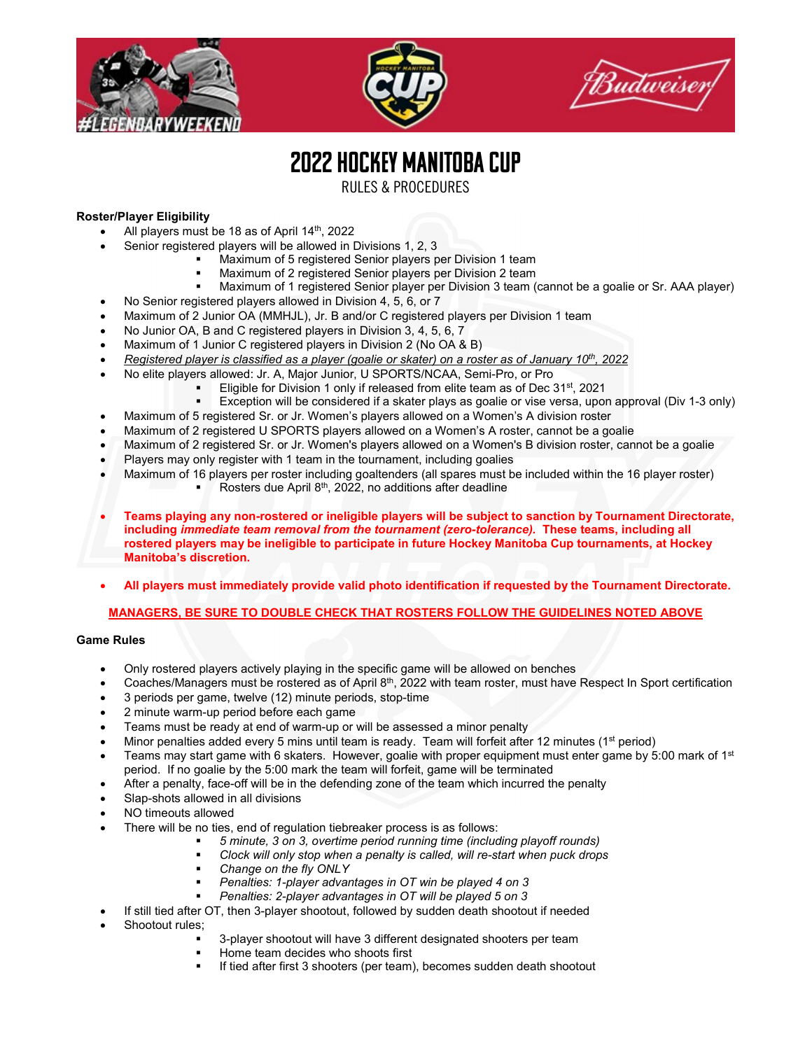# 2022 HOCKEY MANITOBA CUP

RULES & PROCEDURES

**Roster/Player Eligibility**

- All players must be 18 as of April 14th, 2022
- Senior registered players will be allowed in Divisions 1, 2, 3
  - Maximum of 5 registered Senior players per Division 1 team
  - Maximum of 2 registered Senior players per Division 2 team
  - Maximum of 1 registered Senior player per Division 3 team (cannot be a goalie or Sr. AAA player)
- No Senior registered players allowed in Division 4, 5, 6, or 7
- Maximum of 2 Junior OA (MMHJL), Jr. B and/or C registered players per Division 1 team
- No Junior OA, B and C registered players in Division 3, 4, 5, 6, 7
- Maximum of 1 Junior C registered players in Division 2 (No OA & B)
- *Registered player is classified as a player (goalie or skater) on a roster as of January 10th, 2022*
- No elite players allowed: Jr. A, Major Junior, U SPORTS/NCAA, Semi-Pro, or Pro
  - Eligible for Division 1 only if released from elite team as of Dec 31st, 2021
  - Exception will be considered if a skater plays as goalie or vise versa, upon approval (Div 1-3 only)
- Maximum of 5 registered Sr. or Jr. Women's players allowed on a Women's A division roster
- Maximum of 2 registered U SPORTS players allowed on a Women's A roster, cannot be a goalie
- Maximum of 2 registered Sr. or Jr. Women's players allowed on a Women's B division roster, cannot be a goalie
- Players may only register with 1 team in the tournament, including goalies
- Maximum of 16 players per roster including goaltenders (all spares must be included within the 16 player roster)
  - Rosters due April 8th, 2022, no additions after deadline

- **Teams playing any non-rostered or ineligible players will be subject to sanction by Tournament Directorate, including *immediate team removal from the tournament (zero-tolerance).* These teams, including all rostered players may be ineligible to participate in future Hockey Manitoba Cup tournaments, at Hockey Manitoba's discretion.**

- **All players must immediately provide valid photo identification if requested by the Tournament Directorate.**

**MANAGERS, BE SURE TO DOUBLE CHECK THAT ROSTERS FOLLOW THE GUIDELINES NOTED ABOVE**

**Game Rules**

- Only rostered players actively playing in the specific game will be allowed on benches
- Coaches/Managers must be rostered as of April 8th, 2022 with team roster, must have Respect In Sport certification
- 3 periods per game, twelve (12) minute periods, stop-time
- 2 minute warm-up period before each game
- Teams must be ready at end of warm-up or will be assessed a minor penalty
- Minor penalties added every 5 mins until team is ready. Team will forfeit after 12 minutes (1st period)
- Teams may start game with 6 skaters. However, goalie with proper equipment must enter game by 5:00 mark of 1st period. If no goalie by the 5:00 mark the team will forfeit, game will be terminated
- After a penalty, face-off will be in the defending zone of the team which incurred the penalty
- Slap-shots allowed in all divisions
- NO timeouts allowed
- There will be no ties, end of regulation tiebreaker process is as follows:
  - *5 minute, 3 on 3, overtime period running time (including playoff rounds)*
  - *Clock will only stop when a penalty is called, will re-start when puck drops*
  - *Change on the fly ONLY*
  - *Penalties: 1-player advantages in OT win be played 4 on 3*
  - *Penalties: 2-player advantages in OT will be played 5 on 3*
- If still tied after OT, then 3-player shootout, followed by sudden death shootout if needed
- Shootout rules;
  - 3-player shootout will have 3 different designated shooters per team
  - Home team decides who shoots first
  - If tied after first 3 shooters (per team), becomes sudden death shootout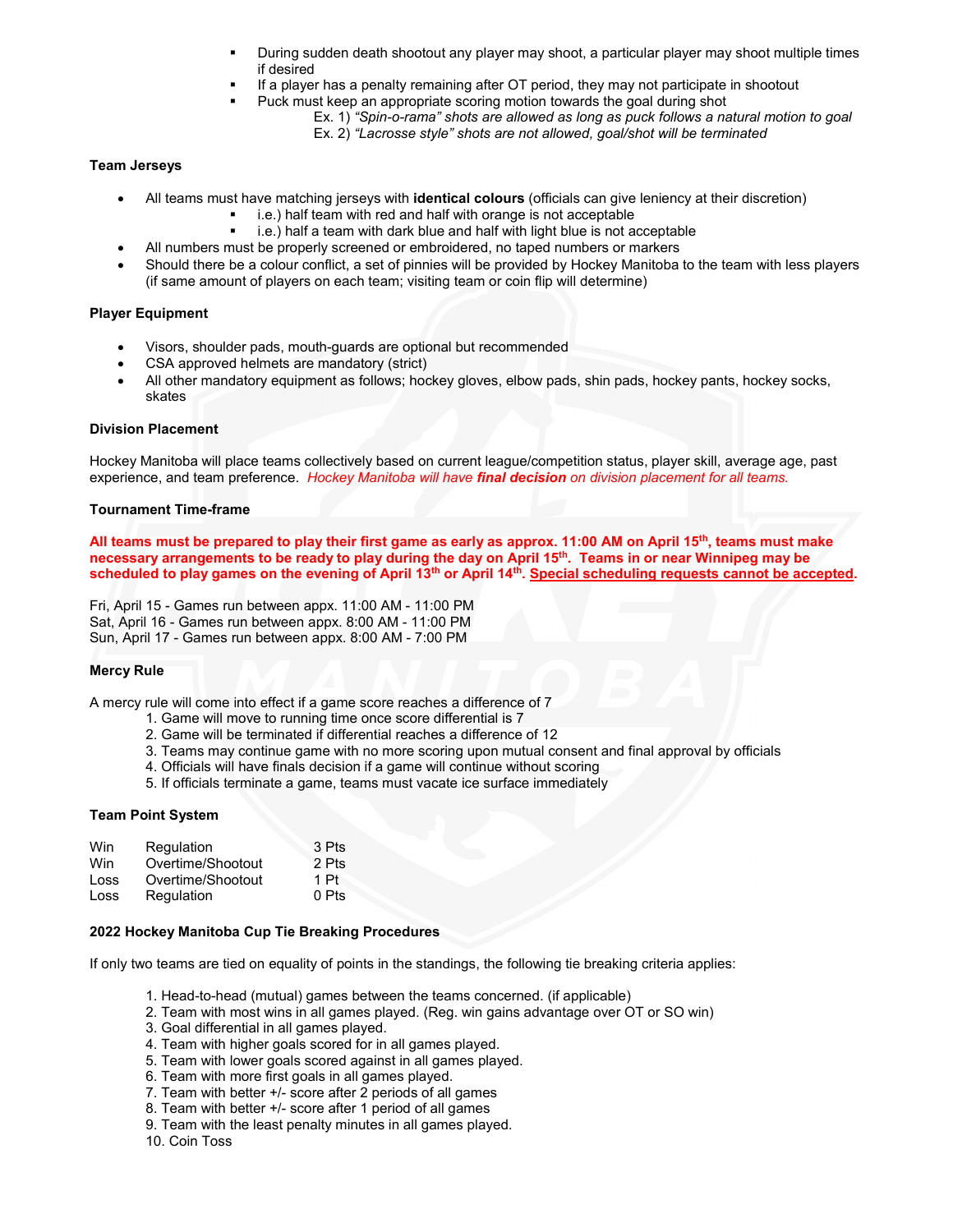- During sudden death shootout any player may shoot, a particular player may shoot multiple times if desired
- If a player has a penalty remaining after OT period, they may not participate in shootout
- Puck must keep an appropriate scoring motion towards the goal during shot
  - Ex. 1) *“Spin-o-rama” shots are allowed as long as puck follows a natural motion to goal*
  - Ex. 2) *“Lacrosse style” shots are not allowed, goal/shot will be terminated*

**Team Jerseys**

- All teams must have matching jerseys with **identical colours** (officials can give leniency at their discretion)
  - i.e.) half team with red and half with orange is not acceptable
  - i.e.) half a team with dark blue and half with light blue is not acceptable
- All numbers must be properly screened or embroidered, no taped numbers or markers
- Should there be a colour conflict, a set of pinnies will be provided by Hockey Manitoba to the team with less players (if same amount of players on each team; visiting team or coin flip will determine)

**Player Equipment**

- Visors, shoulder pads, mouth-guards are optional but recommended
- CSA approved helmets are mandatory (strict)
- All other mandatory equipment as follows; hockey gloves, elbow pads, shin pads, hockey pants, hockey socks, skates

**Division Placement**

Hockey Manitoba will place teams collectively based on current league/competition status, player skill, average age, past experience, and team preference. *Hockey Manitoba will have **final decision** on division placement for all teams.*

**Tournament Time-frame**

**All teams must be prepared to play their first game as early as approx. 11:00 AM on April 15th, teams must make necessary arrangements to be ready to play during the day on April 15th. Teams in or near Winnipeg may be scheduled to play games on the evening of April 13th or April 14th. Special scheduling requests cannot be accepted.**

Fri, April 15 - Games run between appx. 11:00 AM - 11:00 PM
Sat, April 16 - Games run between appx. 8:00 AM - 11:00 PM
Sun, April 17 - Games run between appx. 8:00 AM - 7:00 PM

**Mercy Rule**

A mercy rule will come into effect if a game score reaches a difference of 7

1. Game will move to running time once score differential is 7
2. Game will be terminated if differential reaches a difference of 12
3. Teams may continue game with no more scoring upon mutual consent and final approval by officials
4. Officials will have finals decision if a game will continue without scoring
5. If officials terminate a game, teams must vacate ice surface immediately

**Team Point System**

| | | |
|---|---|---|
| Win | Regulation | 3 Pts |
| Win | Overtime/Shootout | 2 Pts |
| Loss | Overtime/Shootout | 1 Pt |
| Loss | Regulation | 0 Pts |

**2022 Hockey Manitoba Cup Tie Breaking Procedures**

If only two teams are tied on equality of points in the standings, the following tie breaking criteria applies:

1. Head-to-head (mutual) games between the teams concerned. (if applicable)
2. Team with most wins in all games played. (Reg. win gains advantage over OT or SO win)
3. Goal differential in all games played.
4. Team with higher goals scored for in all games played.
5. Team with lower goals scored against in all games played.
6. Team with more first goals in all games played.
7. Team with better +/- score after 2 periods of all games
8. Team with better +/- score after 1 period of all games
9. Team with the least penalty minutes in all games played.
10. Coin Toss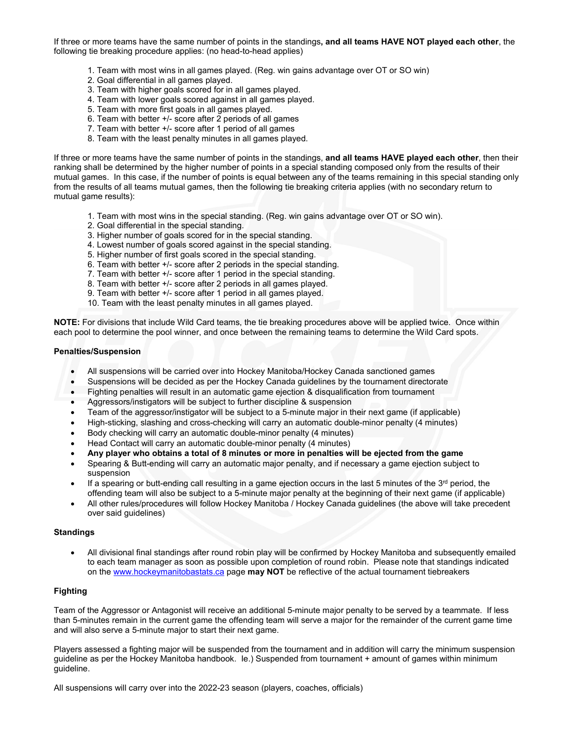If three or more teams have the same number of points in the standings**, and all teams HAVE NOT played each other**, the following tie breaking procedure applies: (no head-to-head applies)

1. Team with most wins in all games played. (Reg. win gains advantage over OT or SO win)
2. Goal differential in all games played.
3. Team with higher goals scored for in all games played.
4. Team with lower goals scored against in all games played.
5. Team with more first goals in all games played.
6. Team with better +/- score after 2 periods of all games
7. Team with better +/- score after 1 period of all games
8. Team with the least penalty minutes in all games played.

If three or more teams have the same number of points in the standings, **and all teams HAVE played each other**, then their ranking shall be determined by the higher number of points in a special standing composed only from the results of their mutual games. In this case, if the number of points is equal between any of the teams remaining in this special standing only from the results of all teams mutual games, then the following tie breaking criteria applies (with no secondary return to mutual game results):

1. Team with most wins in the special standing. (Reg. win gains advantage over OT or SO win).
2. Goal differential in the special standing.
3. Higher number of goals scored for in the special standing.
4. Lowest number of goals scored against in the special standing.
5. Higher number of first goals scored in the special standing.
6. Team with better +/- score after 2 periods in the special standing.
7. Team with better +/- score after 1 period in the special standing.
8. Team with better +/- score after 2 periods in all games played.
9. Team with better +/- score after 1 period in all games played.
10. Team with the least penalty minutes in all games played.

**NOTE:** For divisions that include Wild Card teams, the tie breaking procedures above will be applied twice. Once within each pool to determine the pool winner, and once between the remaining teams to determine the Wild Card spots.

**Penalties/Suspension**

- All suspensions will be carried over into Hockey Manitoba/Hockey Canada sanctioned games
- Suspensions will be decided as per the Hockey Canada guidelines by the tournament directorate
- Fighting penalties will result in an automatic game ejection & disqualification from tournament
- Aggressors/instigators will be subject to further discipline & suspension
- Team of the aggressor/instigator will be subject to a 5-minute major in their next game (if applicable)
- High-sticking, slashing and cross-checking will carry an automatic double-minor penalty (4 minutes)
- Body checking will carry an automatic double-minor penalty (4 minutes)
- Head Contact will carry an automatic double-minor penalty (4 minutes)
- **Any player who obtains a total of 8 minutes or more in penalties will be ejected from the game**
- Spearing & Butt-ending will carry an automatic major penalty, and if necessary a game ejection subject to suspension
- If a spearing or butt-ending call resulting in a game ejection occurs in the last 5 minutes of the 3rd period, the offending team will also be subject to a 5-minute major penalty at the beginning of their next game (if applicable)
- All other rules/procedures will follow Hockey Manitoba / Hockey Canada guidelines (the above will take precedent over said guidelines)

**Standings**

- All divisional final standings after round robin play will be confirmed by Hockey Manitoba and subsequently emailed to each team manager as soon as possible upon completion of round robin. Please note that standings indicated on the www.hockeymanitobastats.ca page **may NOT** be reflective of the actual tournament tiebreakers

**Fighting**

Team of the Aggressor or Antagonist will receive an additional 5-minute major penalty to be served by a teammate. If less than 5-minutes remain in the current game the offending team will serve a major for the remainder of the current game time and will also serve a 5-minute major to start their next game.

Players assessed a fighting major will be suspended from the tournament and in addition will carry the minimum suspension guideline as per the Hockey Manitoba handbook. Ie.) Suspended from tournament + amount of games within minimum guideline.

All suspensions will carry over into the 2022-23 season (players, coaches, officials)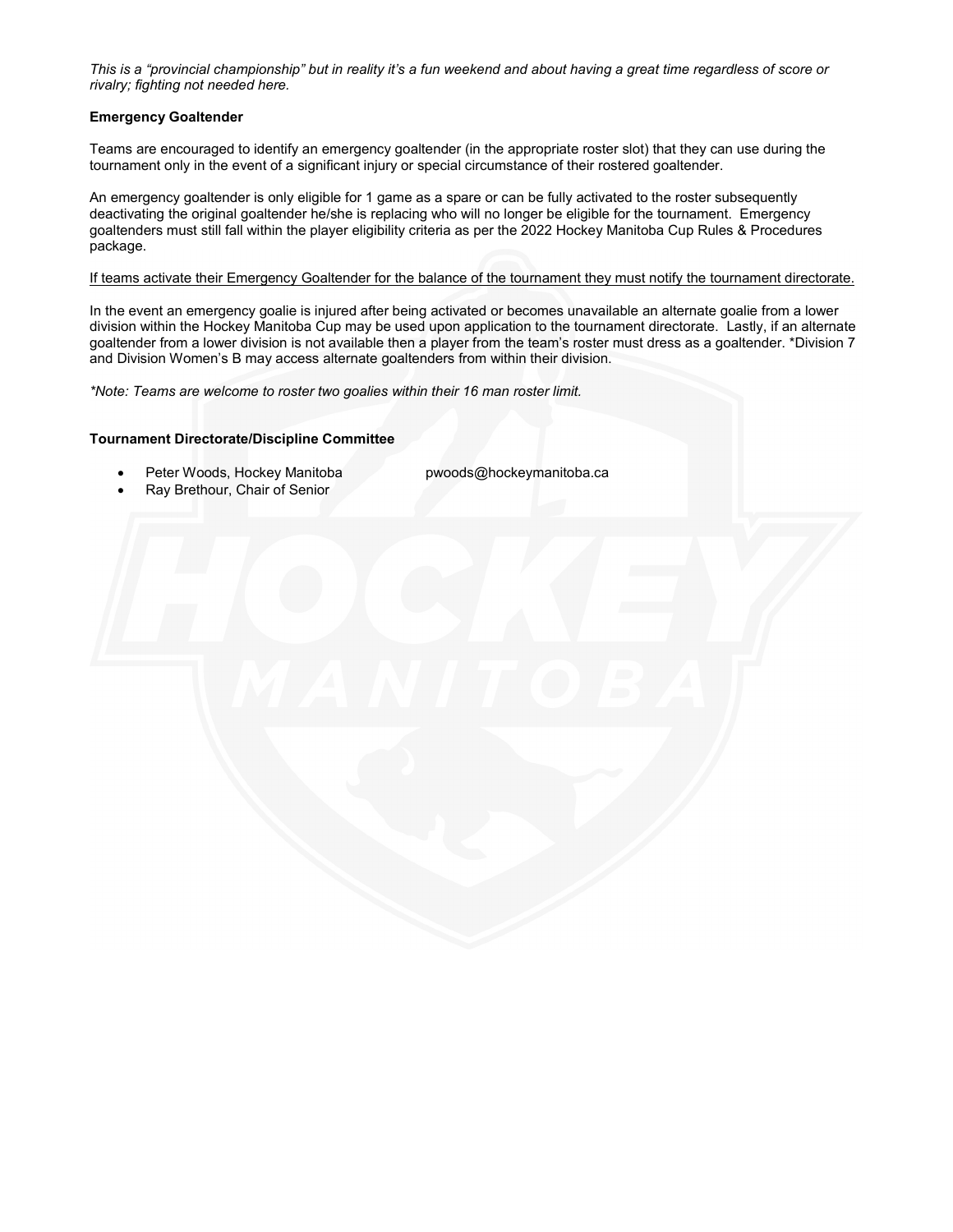*This is a "provincial championship" but in reality it's a fun weekend and about having a great time regardless of score or rivalry; fighting not needed here.*

**Emergency Goaltender**

Teams are encouraged to identify an emergency goaltender (in the appropriate roster slot) that they can use during the tournament only in the event of a significant injury or special circumstance of their rostered goaltender.

An emergency goaltender is only eligible for 1 game as a spare or can be fully activated to the roster subsequently deactivating the original goaltender he/she is replacing who will no longer be eligible for the tournament. Emergency goaltenders must still fall within the player eligibility criteria as per the 2022 Hockey Manitoba Cup Rules & Procedures package.

<u>If teams activate their Emergency Goaltender for the balance of the tournament they must notify the tournament directorate.</u>

In the event an emergency goalie is injured after being activated or becomes unavailable an alternate goalie from a lower division within the Hockey Manitoba Cup may be used upon application to the tournament directorate. Lastly, if an alternate goaltender from a lower division is not available then a player from the team's roster must dress as a goaltender. *Division 7 and Division Women's B may access alternate goaltenders from within their division.

*\*Note: Teams are welcome to roster two goalies within their 16 man roster limit.*

**Tournament Directorate/Discipline Committee**

- Peter Woods, Hockey Manitoba pwoods@hockeymanitoba.ca
- Ray Brethour, Chair of Senior